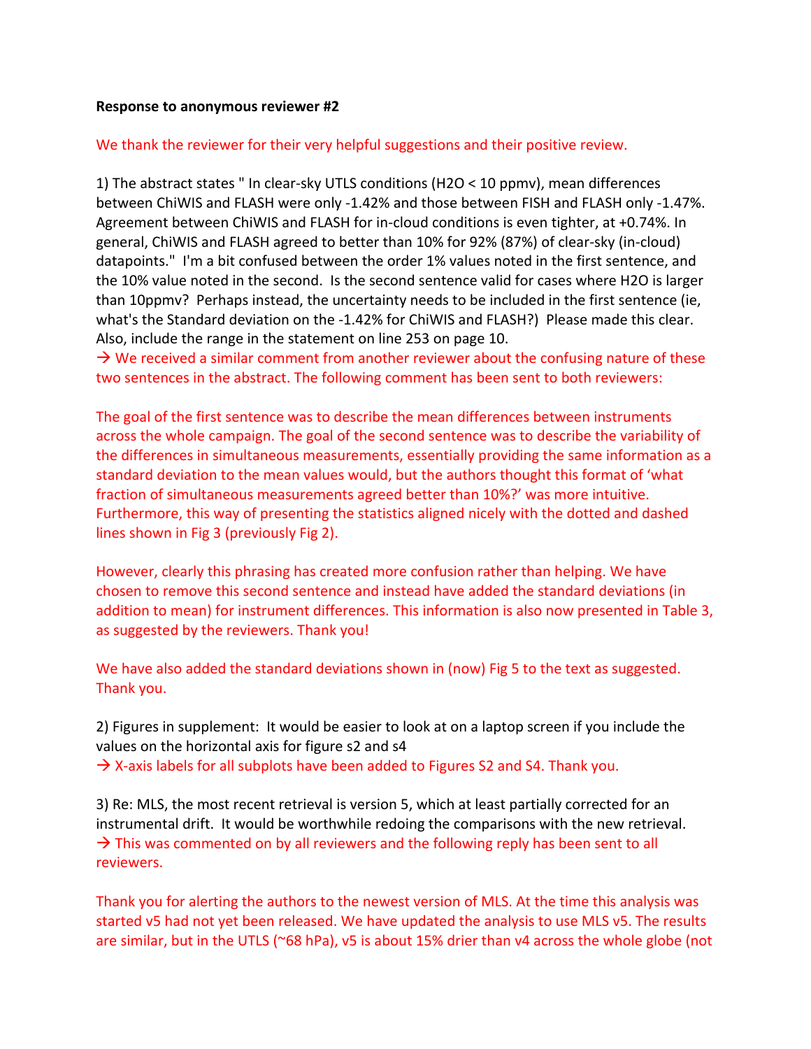**Response to anonymous reviewer #2**

We thank the reviewer for their very helpful suggestions and their positive review.

1) The abstract states " In clear-sky UTLS conditions ($H_2O$ < 10 ppmv), mean differences between ChiWIS and FLASH were only -1.42% and those between FISH and FLASH only -1.47%. Agreement between ChiWIS and FLASH for in-cloud conditions is even tighter, at +0.74%. In general, ChiWIS and FLASH agreed to better than 10% for 92% (87%) of clear-sky (in-cloud) datapoints." I'm a bit confused between the order 1% values noted in the first sentence, and the 10% value noted in the second. Is the second sentence valid for cases where H2O is larger than 10ppmv? Perhaps instead, the uncertainty needs to be included in the first sentence (ie, what's the Standard deviation on the -1.42% for ChiWIS and FLASH?) Please made this clear. Also, include the range in the statement on line 253 on page 10.

→ We received a similar comment from another reviewer about the confusing nature of these two sentences in the abstract. The following comment has been sent to both reviewers:

The goal of the first sentence was to describe the mean differences between instruments across the whole campaign. The goal of the second sentence was to describe the variability of the differences in simultaneous measurements, essentially providing the same information as a standard deviation to the mean values would, but the authors thought this format of 'what fraction of simultaneous measurements agreed better than 10%?' was more intuitive. Furthermore, this way of presenting the statistics aligned nicely with the dotted and dashed lines shown in Fig 3 (previously Fig 2).

However, clearly this phrasing has created more confusion rather than helping. We have chosen to remove this second sentence and instead have added the standard deviations (in addition to mean) for instrument differences. This information is also now presented in Table 3, as suggested by the reviewers. Thank you!

We have also added the standard deviations shown in (now) Fig 5 to the text as suggested. Thank you.

2) Figures in supplement: It would be easier to look at on a laptop screen if you include the values on the horizontal axis for figure s2 and s4

→ X-axis labels for all subplots have been added to Figures S2 and S4. Thank you.

3) Re: MLS, the most recent retrieval is version 5, which at least partially corrected for an instrumental drift. It would be worthwhile redoing the comparisons with the new retrieval.

→ This was commented on by all reviewers and the following reply has been sent to all reviewers.

Thank you for alerting the authors to the newest version of MLS. At the time this analysis was started v5 had not yet been released. We have updated the analysis to use MLS v5. The results are similar, but in the UTLS (~68 hPa), v5 is about 15% drier than v4 across the whole globe (not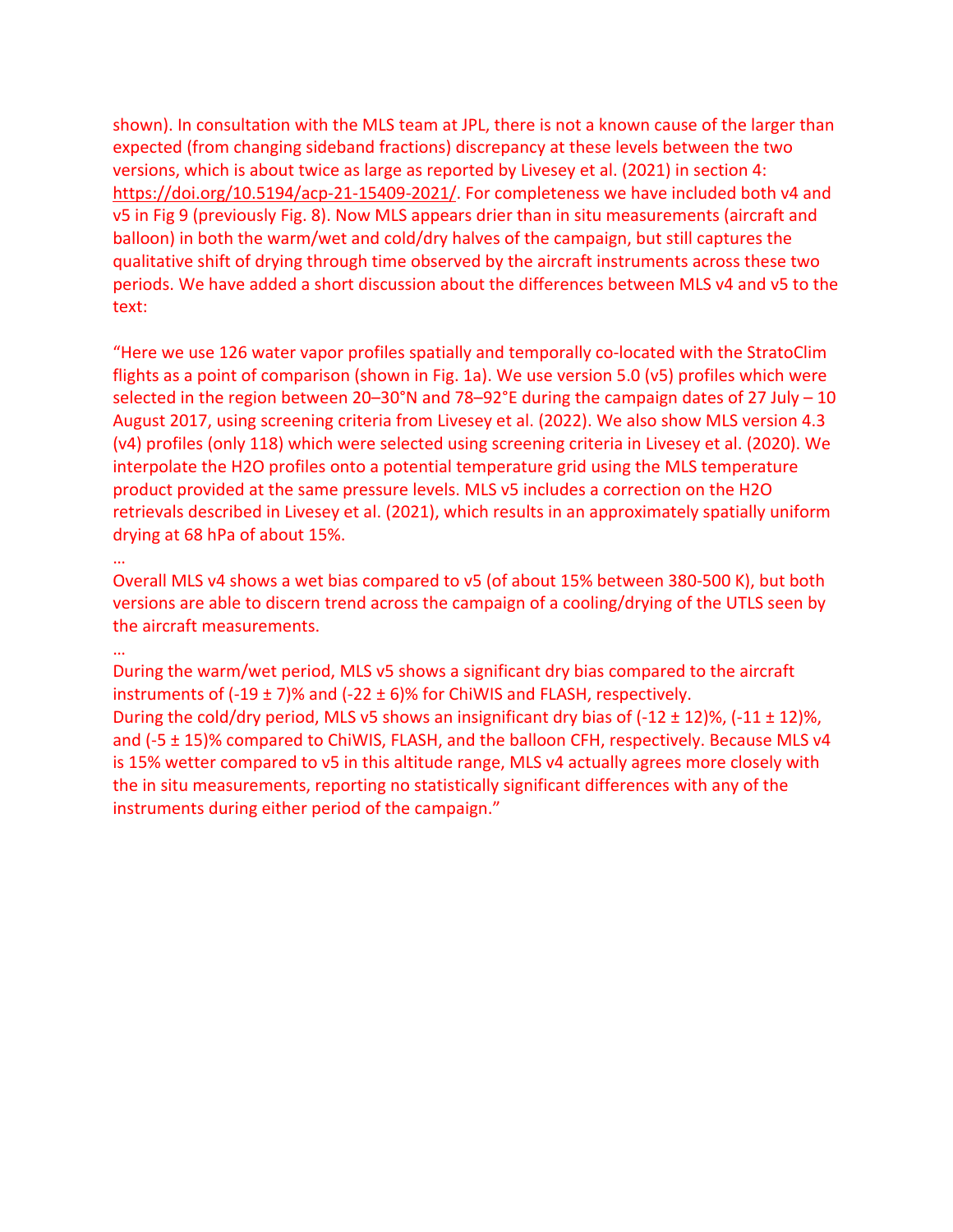shown). In consultation with the MLS team at JPL, there is not a known cause of the larger than expected (from changing sideband fractions) discrepancy at these levels between the two versions, which is about twice as large as reported by Livesey et al. (2021) in section 4: https://doi.org/10.5194/acp-21-15409-2021/. For completeness we have included both v4 and v5 in Fig 9 (previously Fig. 8). Now MLS appears drier than in situ measurements (aircraft and balloon) in both the warm/wet and cold/dry halves of the campaign, but still captures the qualitative shift of drying through time observed by the aircraft instruments across these two periods. We have added a short discussion about the differences between MLS v4 and v5 to the text:

"Here we use 126 water vapor profiles spatially and temporally co-located with the StratoClim flights as a point of comparison (shown in Fig. 1a). We use version 5.0 (v5) profiles which were selected in the region between 20–30°N and 78–92°E during the campaign dates of 27 July – 10 August 2017, using screening criteria from Livesey et al. (2022). We also show MLS version 4.3 (v4) profiles (only 118) which were selected using screening criteria in Livesey et al. (2020). We interpolate the H2O profiles onto a potential temperature grid using the MLS temperature product provided at the same pressure levels. MLS v5 includes a correction on the H2O retrievals described in Livesey et al. (2021), which results in an approximately spatially uniform drying at 68 hPa of about 15%.

…

Overall MLS v4 shows a wet bias compared to v5 (of about 15% between 380-500 K), but both versions are able to discern trend across the campaign of a cooling/drying of the UTLS seen by the aircraft measurements.

…

During the warm/wet period, MLS v5 shows a significant dry bias compared to the aircraft instruments of (-19 ± 7)% and (-22 ± 6)% for ChiWIS and FLASH, respectively.
During the cold/dry period, MLS v5 shows an insignificant dry bias of (-12 ± 12)%, (-11 ± 12)%, and (-5 ± 15)% compared to ChiWIS, FLASH, and the balloon CFH, respectively. Because MLS v4 is 15% wetter compared to v5 in this altitude range, MLS v4 actually agrees more closely with the in situ measurements, reporting no statistically significant differences with any of the instruments during either period of the campaign."